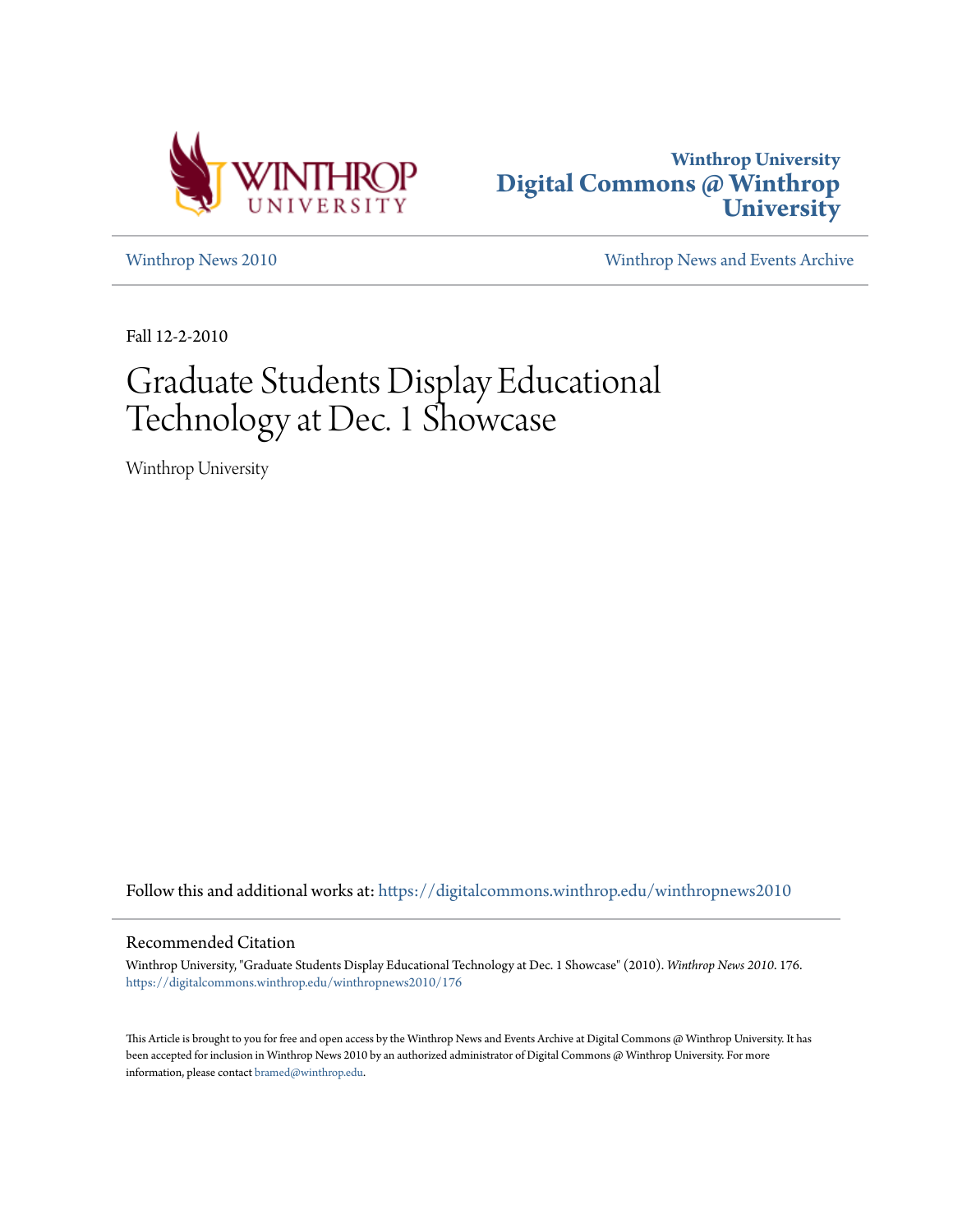Winthrop University
Digital Commons @ Winthrop University

Winthrop News 2010 | Winthrop News and Events Archive

Fall 12-2-2010

# Graduate Students Display Educational Technology at Dec. 1 Showcase

Winthrop University

Follow this and additional works at: https://digitalcommons.winthrop.edu/winthropnews2010

## Recommended Citation

Winthrop University, "Graduate Students Display Educational Technology at Dec. 1 Showcase" (2010). *Winthrop News 2010*. 176.
https://digitalcommons.winthrop.edu/winthropnews2010/176

This Article is brought to you for free and open access by the Winthrop News and Events Archive at Digital Commons @ Winthrop University. It has been accepted for inclusion in Winthrop News 2010 by an authorized administrator of Digital Commons @ Winthrop University. For more information, please contact bramed@winthrop.edu.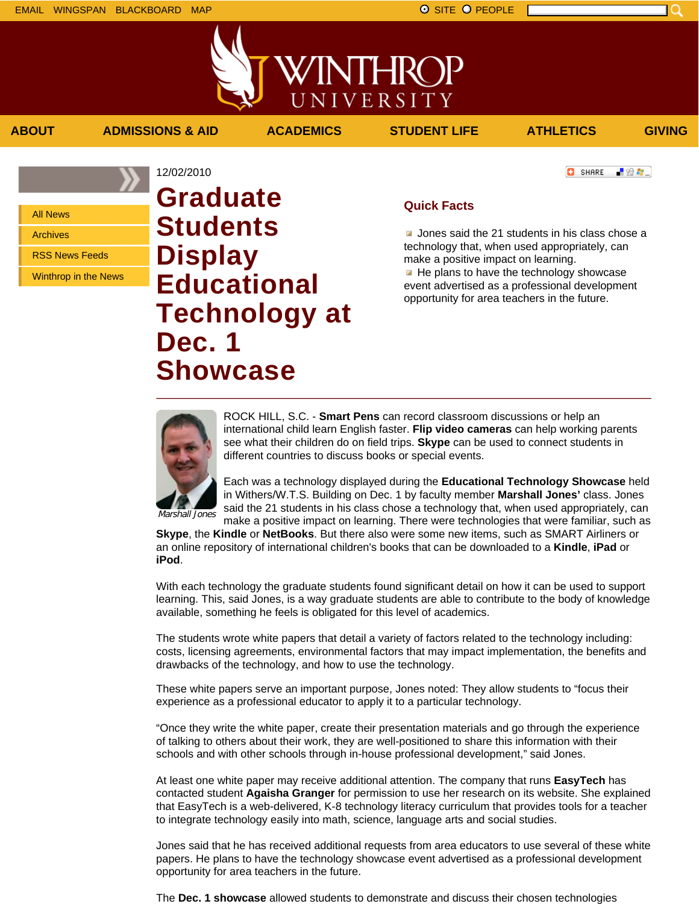EMAIL WINGSPAN BLACKBOARD MAP

SITE PEOPLE

ABOUT | ADMISSIONS & AID | ACADEMICS | STUDENT LIFE | ATHLETICS | GIVING

- All News
- Archives
- RSS News Feeds
- Winthrop in the News

12/02/2010

# Graduate Students Display Educational Technology at Dec. 1 Showcase

## Quick Facts

- Jones said the 21 students in his class chose a technology that, when used appropriately, can make a positive impact on learning.
- He plans to have the technology showcase event advertised as a professional development opportunity for area teachers in the future.

*Marshall Jones*

ROCK HILL, S.C. - **Smart Pens** can record classroom discussions or help an international child learn English faster. **Flip video cameras** can help working parents see what their children do on field trips. **Skype** can be used to connect students in different countries to discuss books or special events.

Each was a technology displayed during the **Educational Technology Showcase** held in Withers/W.T.S. Building on Dec. 1 by faculty member **Marshall Jones'** class. Jones said the 21 students in his class chose a technology that, when used appropriately, can make a positive impact on learning. There were technologies that were familiar, such as **Skype**, the **Kindle** or **NetBooks**. But there also were some new items, such as SMART Airliners or an online repository of international children's books that can be downloaded to a **Kindle**, **iPad** or **iPod**.

With each technology the graduate students found significant detail on how it can be used to support learning. This, said Jones, is a way graduate students are able to contribute to the body of knowledge available, something he feels is obligated for this level of academics.

The students wrote white papers that detail a variety of factors related to the technology including: costs, licensing agreements, environmental factors that may impact implementation, the benefits and drawbacks of the technology, and how to use the technology.

These white papers serve an important purpose, Jones noted: They allow students to "focus their experience as a professional educator to apply it to a particular technology.

"Once they write the white paper, create their presentation materials and go through the experience of talking to others about their work, they are well-positioned to share this information with their schools and with other schools through in-house professional development," said Jones.

At least one white paper may receive additional attention. The company that runs **EasyTech** has contacted student **Agaisha Granger** for permission to use her research on its website. She explained that EasyTech is a web-delivered, K-8 technology literacy curriculum that provides tools for a teacher to integrate technology easily into math, science, language arts and social studies.

Jones said that he has received additional requests from area educators to use several of these white papers. He plans to have the technology showcase event advertised as a professional development opportunity for area teachers in the future.

The **Dec. 1 showcase** allowed students to demonstrate and discuss their chosen technologies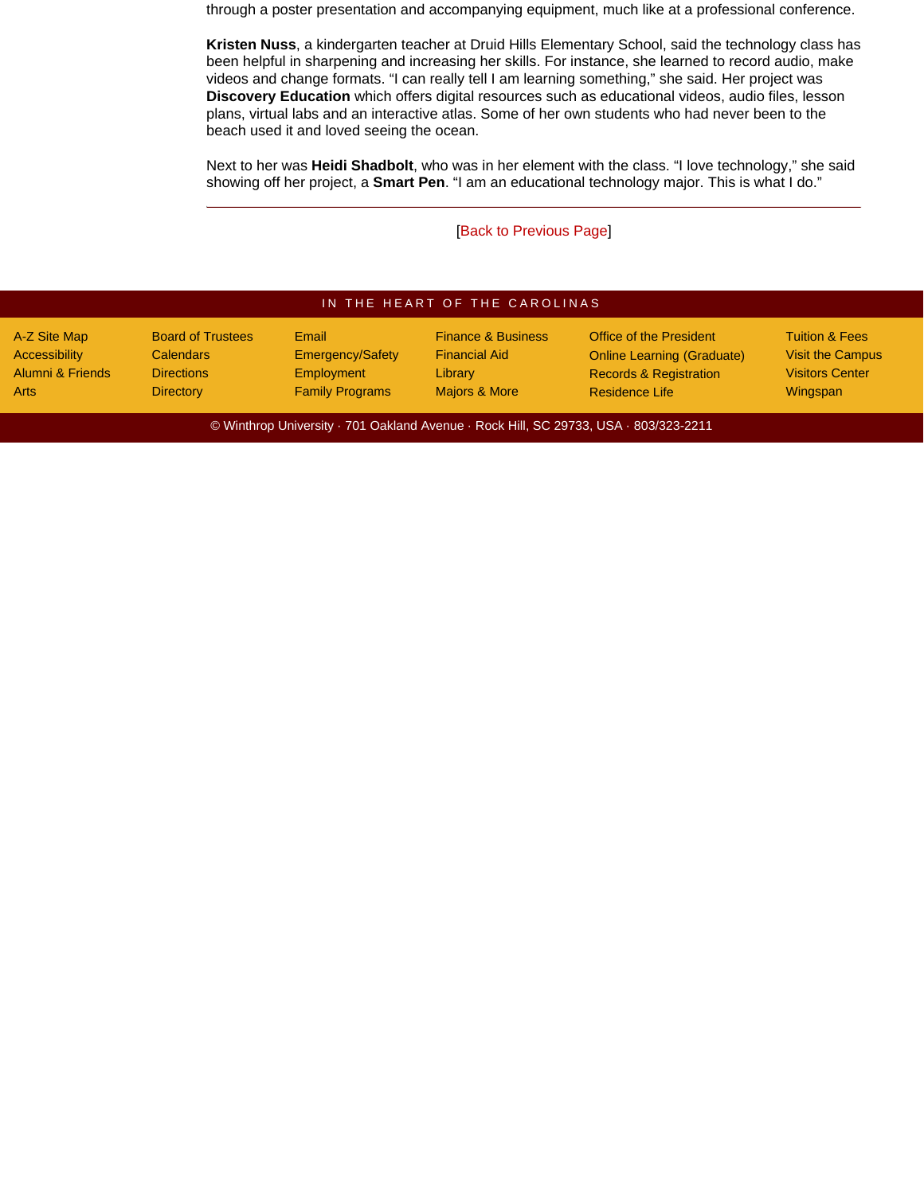through a poster presentation and accompanying equipment, much like at a professional conference.

**Kristen Nuss**, a kindergarten teacher at Druid Hills Elementary School, said the technology class has been helpful in sharpening and increasing her skills. For instance, she learned to record audio, make videos and change formats. “I can really tell I am learning something,” she said. Her project was **Discovery Education** which offers digital resources such as educational videos, audio files, lesson plans, virtual labs and an interactive atlas. Some of her own students who had never been to the beach used it and loved seeing the ocean.

Next to her was **Heidi Shadbolt**, who was in her element with the class. “I love technology,” she said showing off her project, a **Smart Pen**. “I am an educational technology major. This is what I do.”

---

[Back to Previous Page]

IN THE HEART OF THE CAROLINAS

A-Z Site Map
Accessibility
Alumni & Friends
Arts
Board of Trustees
Calendars
Directions
Directory
Email
Emergency/Safety
Employment
Family Programs
Finance & Business
Financial Aid
Library
Majors & More
Office of the President
Online Learning (Graduate)
Records & Registration
Residence Life
Tuition & Fees
Visit the Campus
Visitors Center
Wingspan

© Winthrop University · 701 Oakland Avenue · Rock Hill, SC 29733, USA · 803/323-2211